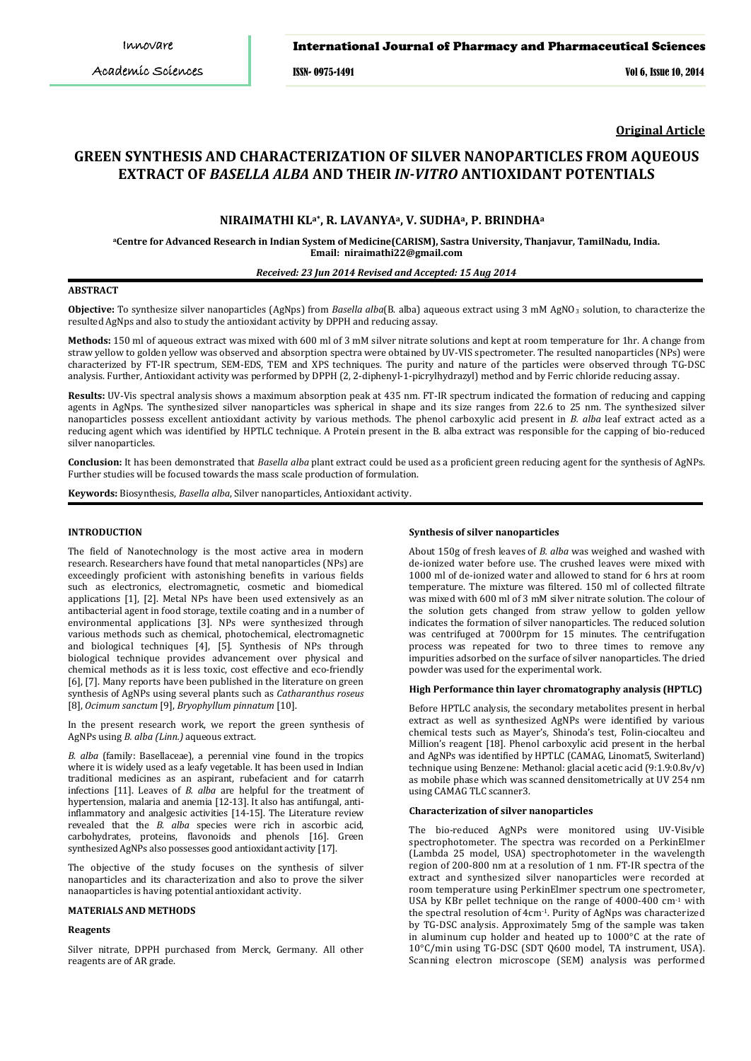**Original Article**

# GREEN SYNTHESIS AND CHARACTERIZATION OF SILVER NANOPARTICLES FROM AQUEOUS EXTRACT OF *BASELLA ALBA* AND THEIR *IN-VITRO* ANTIOXIDANT POTENTIALS

**NIRAIMATHI KL[a*], R. LAVANYA[a], V. SUDHA[a], P. BRINDHA[a]**

[a]Centre for Advanced Research in Indian System of Medicine(CARISM), Sastra University, Thanjavur, TamilNadu, India.
Email: niraimathi22@gmail.com

*Received: 23 Jun 2014 Revised and Accepted: 15 Aug 2014*

## ABSTRACT

**Objective:** To synthesize silver nanoparticles (AgNps) from *Basella alba*(B. alba) aqueous extract using 3 mM $AgNO_3$ solution, to characterize the resulted AgNps and also to study the antioxidant activity by DPPH and reducing assay.

**Methods:** 150 ml of aqueous extract was mixed with 600 ml of 3 mM silver nitrate solutions and kept at room temperature for 1hr. A change from straw yellow to golden yellow was observed and absorption spectra were obtained by UV-VIS spectrometer. The resulted nanoparticles (NPs) were characterized by FT-IR spectrum, SEM-EDS, TEM and XPS techniques. The purity and nature of the particles were observed through TG-DSC analysis. Further, Antioxidant activity was performed by DPPH (2, 2-diphenyl-1-picrylhydrazyl) method and by Ferric chloride reducing assay.

**Results:** UV-Vis spectral analysis shows a maximum absorption peak at 435 nm. FT-IR spectrum indicated the formation of reducing and capping agents in AgNps. The synthesized silver nanoparticles was spherical in shape and its size ranges from 22.6 to 25 nm. The synthesized silver nanoparticles possess excellent antioxidant activity by various methods. The phenol carboxylic acid present in *B. alba* leaf extract acted as a reducing agent which was identified by HPTLC technique. A Protein present in the B. alba extract was responsible for the capping of bio-reduced silver nanoparticles.

**Conclusion:** It has been demonstrated that *Basella alba* plant extract could be used as a proficient green reducing agent for the synthesis of AgNPs. Further studies will be focused towards the mass scale production of formulation.

**Keywords:** Biosynthesis, *Basella alba*, Silver nanoparticles, Antioxidant activity.

## INTRODUCTION

The field of Nanotechnology is the most active area in modern research. Researchers have found that metal nanoparticles (NPs) are exceedingly proficient with astonishing benefits in various fields such as electronics, electromagnetic, cosmetic and biomedical applications [1], [2]. Metal NPs have been used extensively as an antibacterial agent in food storage, textile coating and in a number of environmental applications [3]. NPs were synthesized through various methods such as chemical, photochemical, electromagnetic and biological techniques [4], [5]. Synthesis of NPs through biological technique provides advancement over physical and chemical methods as it is less toxic, cost effective and eco-friendly [6], [7]. Many reports have been published in the literature on green synthesis of AgNPs using several plants such as *Catharanthus roseus* [8], *Ocimum sanctum* [9], *Bryophyllum pinnatum* [10].

In the present research work, we report the green synthesis of AgNPs using *B. alba (Linn.)* aqueous extract.

*B. alba* (family: Basellaceae), a perennial vine found in the tropics where it is widely used as a leafy vegetable. It has been used in Indian traditional medicines as an aspirant, rubefacient and for catarrh infections [11]. Leaves of *B. alba* are helpful for the treatment of hypertension, malaria and anemia [12-13]. It also has antifungal, anti-inflammatory and analgesic activities [14-15]. The Literature review revealed that the *B. alba* species were rich in ascorbic acid, carbohydrates, proteins, flavonoids and phenols [16]. Green synthesized AgNPs also possesses good antioxidant activity [17].

The objective of the study focuses on the synthesis of silver nanoparticles and its characterization and also to prove the silver nanaoparticles is having potential antioxidant activity.

## MATERIALS AND METHODS

### Reagents

Silver nitrate, DPPH purchased from Merck, Germany. All other reagents are of AR grade.

### Synthesis of silver nanoparticles

About 150g of fresh leaves of *B. alba* was weighed and washed with de-ionized water before use. The crushed leaves were mixed with 1000 ml of de-ionized water and allowed to stand for 6 hrs at room temperature. The mixture was filtered. 150 ml of collected filtrate was mixed with 600 ml of 3 mM silver nitrate solution. The colour of the solution gets changed from straw yellow to golden yellow indicates the formation of silver nanoparticles. The reduced solution was centrifuged at 7000rpm for 15 minutes. The centrifugation process was repeated for two to three times to remove any impurities adsorbed on the surface of silver nanoparticles. The dried powder was used for the experimental work.

### High Performance thin layer chromatography analysis (HPTLC)

Before HPTLC analysis, the secondary metabolites present in herbal extract as well as synthesized AgNPs were identified by various chemical tests such as Mayer's, Shinoda's test, Folin-ciocalteu and Million's reagent [18]. Phenol carboxylic acid present in the herbal and AgNPs was identified by HPTLC (CAMAG, Linomat5, Switerland) technique using Benzene: Methanol: glacial acetic acid (9:1.9:0.8v/v) as mobile phase which was scanned densitometrically at UV 254 nm using CAMAG TLC scanner3.

### Characterization of silver nanoparticles

The bio-reduced AgNPs were monitored using UV-Visible spectrophotometer. The spectra was recorded on a PerkinElmer (Lambda 25 model, USA) spectrophotometer in the wavelength region of 200-800 nm at a resolution of 1 nm. FT-IR spectra of the extract and synthesized silver nanoparticles were recorded at room temperature using PerkinElmer spectrum one spectrometer, USA by KBr pellet technique on the range of 4000-400 $cm^{-1}$ with the spectral resolution of 4$cm^{-1}$. Purity of AgNps was characterized by TG-DSC analysis. Approximately 5mg of the sample was taken in aluminum cup holder and heated up to 1000°C at the rate of 10°C/min using TG-DSC (SDT Q600 model, TA instrument, USA). Scanning electron microscope (SEM) analysis was performed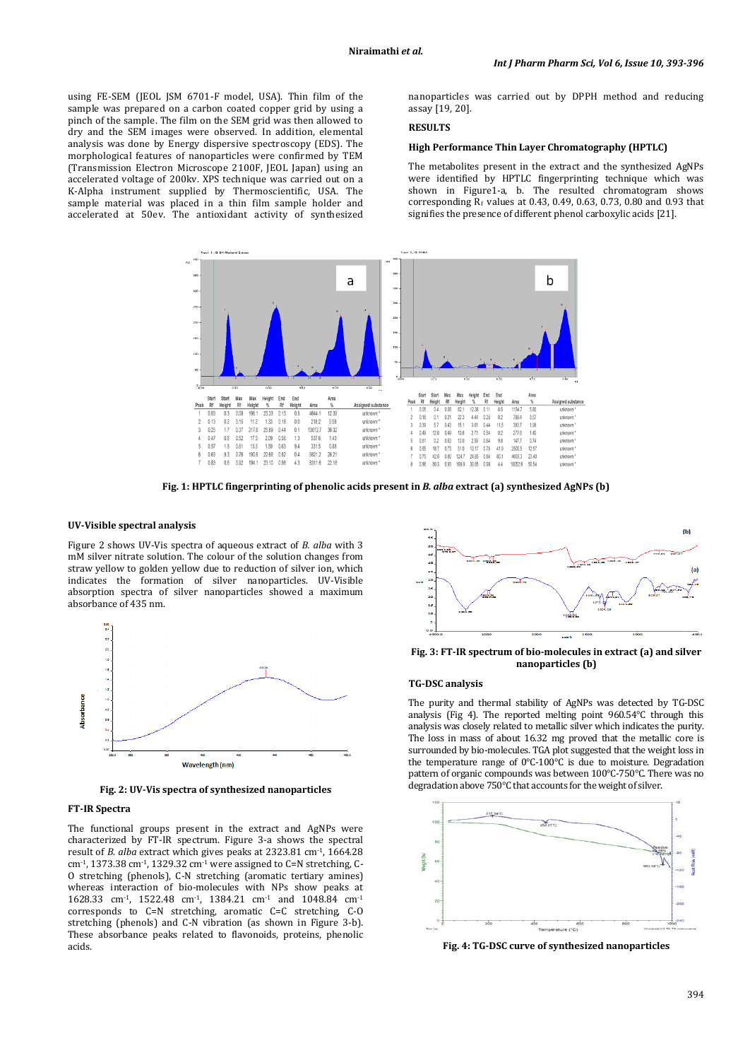using FE-SEM (JEOL JSM 6701-F model, USA). Thin film of the sample was prepared on a carbon coated copper grid by using a pinch of the sample. The film on the SEM grid was then allowed to dry and the SEM images were observed. In addition, elemental analysis was done by Energy dispersive spectroscopy (EDS). The morphological features of nanoparticles were confirmed by TEM (Transmission Electron Microscope 2100F, JEOL Japan) using an accelerated voltage of 200kv. XPS technique was carried out on a K-Alpha instrument supplied by Thermoscientific, USA. The sample material was placed in a thin film sample holder and accelerated at 50ev. The antioxidant activity of synthesized nanoparticles was carried out by DPPH method and reducing assay [19, 20].

## RESULTS

### High Performance Thin Layer Chromatography (HPTLC)

The metabolites present in the extract and the synthesized AgNPs were identified by HPTLC fingerprinting technique which was shown in Figure1-a, b. The resulted chromatogram shows corresponding $R_f$ values at 0.43, 0.49, 0.63, 0.73, 0.80 and 0.93 that signifies the presence of different phenol carboxylic acids [21].

(a)

| Peak | Start Rf | Start Height | Max Rf | Max Height | Height % | End Rf | End Height | Area | Area % | Assigned substance |
|---|---|---|---|---|---|---|---|---|---|---|
| 1 | 0.03 | 0.3 | 0.08 | 196.1 | 23.33 | 0.13 | 0.5 | 4644.1 | 12.39 | unknown * |
| 2 | 0.13 | 0.2 | 0.15 | 11.2 | 1.33 | 0.18 | 0.0 | 218.2 | 0.58 | unknown * |
| 3 | 0.25 | 1.7 | 0.37 | 217.6 | 25.89 | 0.44 | 0.1 | 13612.7 | 36.32 | unknown * |
| 4 | 0.47 | 0.6 | 0.52 | 17.5 | 2.09 | 0.56 | 1.3 | 537.6 | 1.43 | unknown * |
| 5 | 0.57 | 1.8 | 0.61 | 13.3 | 1.59 | 0.63 | 9.4 | 331.5 | 0.88 | unknown * |
| 6 | 0.63 | 9.3 | 0.76 | 190.6 | 22.68 | 0.82 | 0.4 | 9821.2 | 26.21 | unknown * |
| 7 | 0.83 | 0.6 | 0.92 | 194.1 | 23.10 | 0.98 | 4.3 | 8311.6 | 22.18 | unknown * |

(b)

| Peak | Start Rf | Start Height | Max Rf | Max Height | Height % | End Rf | End Height | Area | Area % | Assigned substance |
|---|---|---|---|---|---|---|---|---|---|---|
| 1 | 0.05 | 0.4 | 0.08 | 62.1 | 12.38 | 0.11 | 8.5 | 1154.7 | 5.80 | unknown * |
| 2 | 0.16 | 0.1 | 0.21 | 22.3 | 4.44 | 0.25 | 0.2 | 709.4 | 3.57 | unknown * |
| 3 | 0.39 | 5.7 | 0.43 | 15.1 | 3.01 | 0.44 | 11.5 | 210.7 | 1.06 | unknown * |
| 4 | 0.46 | 12.0 | 0.49 | 13.6 | 2.71 | 0.54 | 0.2 | 277.6 | 1.40 | unknown * |
| 5 | 0.61 | 0.2 | 0.63 | 13.0 | 2.59 | 0.64 | 9.8 | 147.7 | 0.74 | unknown * |
| 6 | 0.65 | 18.7 | 0.73 | 51.0 | 10.17 | 0.75 | 41.9 | 2500.5 | 12.57 | unknown * |
| 7 | 0.75 | 42.0 | 0.80 | 124.7 | 24.85 | 0.84 | 80.1 | 4655.3 | 23.40 | unknown * |
| 8 | 0.86 | 80.3 | 0.93 | 199.9 | 39.85 | 0.98 | 4.4 | 10082.6 | 50.54 | unknown * |

**Fig. 1: HPTLC fingerprinting of phenolic acids present in *B. alba* extract (a) synthesized AgNPs (b)**

### UV-Visible spectral analysis

Figure 2 shows UV-Vis spectra of aqueous extract of *B. alba* with 3 mM silver nitrate solution. The colour of the solution changes from straw yellow to golden yellow due to reduction of silver ion, which indicates the formation of silver nanoparticles. UV-Visible absorption spectra of silver nanoparticles showed a maximum absorbance of 435 nm.

**Fig. 2: UV-Vis spectra of synthesized nanoparticles**

### FT-IR Spectra

The functional groups present in the extract and AgNPs were characterized by FT-IR spectrum. Figure 3-a shows the spectral result of *B. alba* extract which gives peaks at 2323.81 $cm^{-1}$, 1664.28 $cm^{-1}$, 1373.38 $cm^{-1}$, 1329.32 $cm^{-1}$ were assigned to C=N stretching, C-O stretching (phenols), C-N stretching (aromatic tertiary amines) whereas interaction of bio-molecules with NPs show peaks at 1628.33 $cm^{-1}$, 1522.48 $cm^{-1}$, 1384.21 $cm^{-1}$ and 1048.84 $cm^{-1}$ corresponds to C=N stretching, aromatic C=C stretching, C-O stretching (phenols) and C-N vibration (as shown in Figure 3-b). These absorbance peaks related to flavonoids, proteins, phenolic acids.

**Fig. 3: FT-IR spectrum of bio-molecules in extract (a) and silver nanoparticles (b)**

### TG-DSC analysis

The purity and thermal stability of AgNPs was detected by TG-DSC analysis (Fig 4). The reported melting point 960.54°C through this analysis was closely related to metallic silver which indicates the purity. The loss in mass of about 16.32 mg proved that the metallic core is surrounded by bio-molecules. TGA plot suggested that the weight loss in the temperature range of 0°C-100°C is due to moisture. Degradation pattern of organic compounds was between 100°C-750°C. There was no degradation above 750°C that accounts for the weight of silver.

**Fig. 4: TG-DSC curve of synthesized nanoparticles**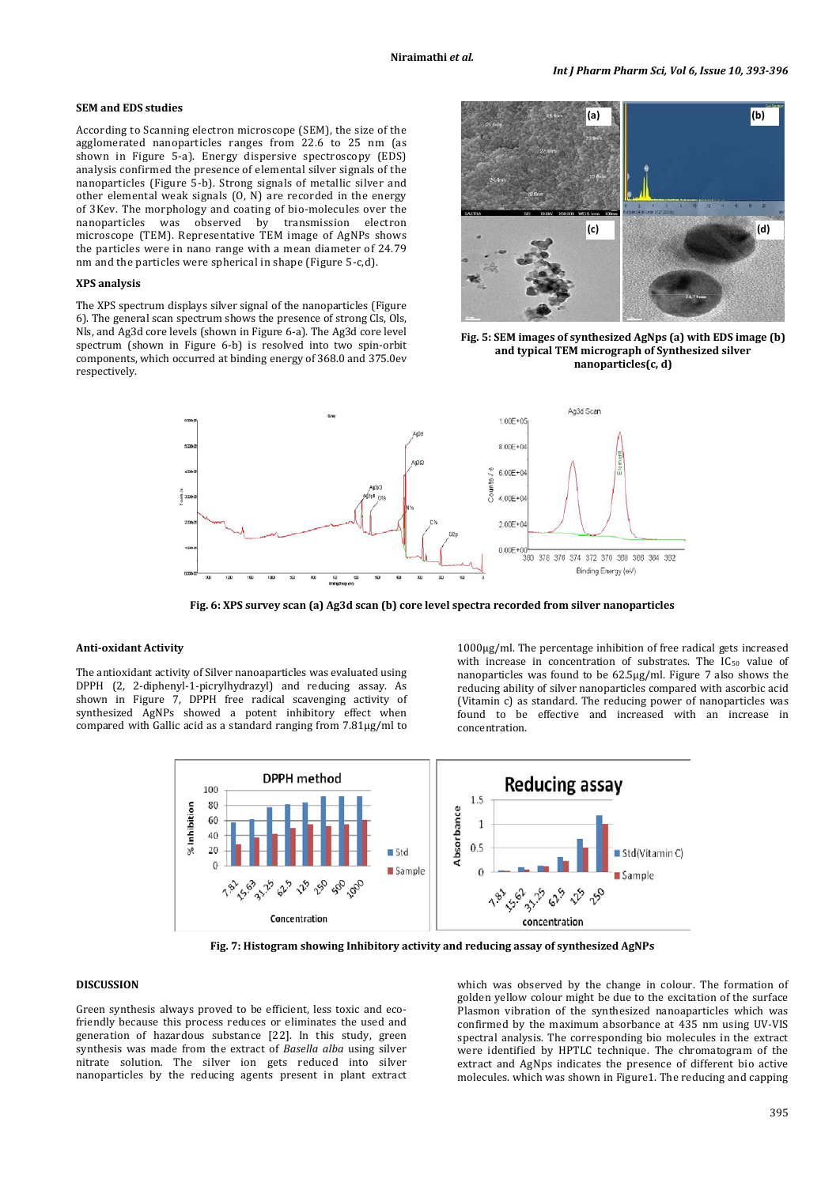### SEM and EDS studies

According to Scanning electron microscope (SEM), the size of the agglomerated nanoparticles ranges from 22.6 to 25 nm (as shown in Figure 5-a). Energy dispersive spectroscopy (EDS) analysis confirmed the presence of elemental silver signals of the nanoparticles (Figure 5-b). Strong signals of metallic silver and other elemental weak signals (O, N) are recorded in the energy of 3Kev. The morphology and coating of bio-molecules over the nanoparticles was observed by transmission electron microscope (TEM). Representative TEM image of AgNPs shows the particles were in nano range with a mean diameter of 24.79 nm and the particles were spherical in shape (Figure 5-c,d).

### XPS analysis

The XPS spectrum displays silver signal of the nanoparticles (Figure 6). The general scan spectrum shows the presence of strong Cls, Ols, Nls, and Ag3d core levels (shown in Figure 6-a). The Ag3d core level spectrum (shown in Figure 6-b) is resolved into two spin-orbit components, which occurred at binding energy of 368.0 and 375.0ev respectively.

**Fig. 5: SEM images of synthesized AgNps (a) with EDS image (b) and typical TEM micrograph of Synthesized silver nanoparticles(c, d)**

**Fig. 6: XPS survey scan (a) Ag3d scan (b) core level spectra recorded from silver nanoparticles**

### Anti-oxidant Activity

The antioxidant activity of Silver nanoparticles was evaluated using DPPH (2, 2-diphenyl-1-picrylhydrazyl) and reducing assay. As shown in Figure 7, DPPH free radical scavenging activity of synthesized AgNPs showed a potent inhibitory effect when compared with Gallic acid as a standard ranging from 7.81µg/ml to 1000µg/ml. The percentage inhibition of free radical gets increased with increase in concentration of substrates. The $IC_{50}$ value of nanoparticles was found to be 62.5µg/ml. Figure 7 also shows the reducing ability of silver nanoparticles compared with ascorbic acid (Vitamin c) as standard. The reducing power of nanoparticles was found to be effective and increased with an increase in concentration.

**Fig. 7: Histogram showing Inhibitory activity and reducing assay of synthesized AgNPs**

### DISCUSSION

Green synthesis always proved to be efficient, less toxic and eco-friendly because this process reduces or eliminates the used and generation of hazardous substance [22]. In this study, green synthesis was made from the extract of *Basella alba* using silver nitrate solution. The silver ion gets reduced into silver nanoparticles by the reducing agents present in plant extract which was observed by the change in colour. The formation of golden yellow colour might be due to the excitation of the surface Plasmon vibration of the synthesized nanoparticles which was confirmed by the maximum absorbance at 435 nm using UV-VIS spectral analysis. The corresponding bio molecules in the extract were identified by HPTLC technique. The chromatogram of the extract and AgNps indicates the presence of different bio active molecules. which was shown in Figure1. The reducing and capping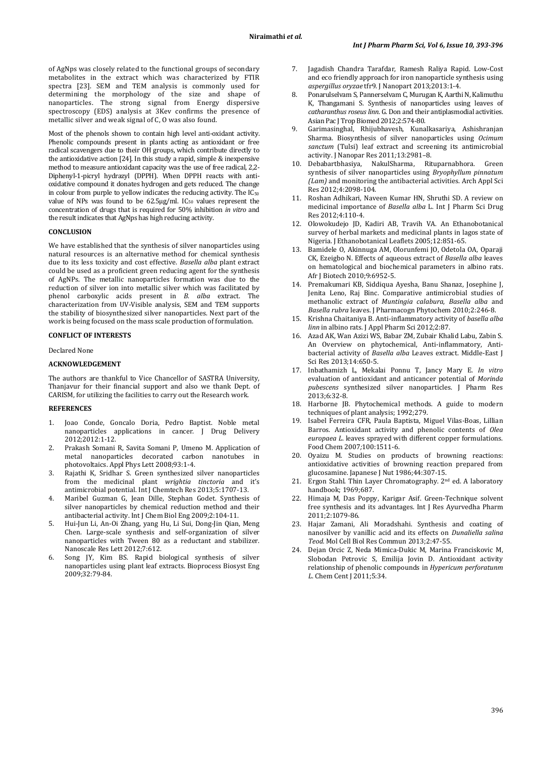of AgNps was closely related to the functional groups of secondary metabolites in the extract which was characterized by FTIR spectra [23]. SEM and TEM analysis is commonly used for determining the morphology of the size and shape of nanoparticles. The strong signal from Energy dispersive spectroscopy (EDS) analysis at 3Kev confirms the presence of metallic silver and weak signal of C, O was also found.

Most of the phenols shown to contain high level anti-oxidant activity. Phenolic compounds present in plants acting as antioxidant or free radical scavengers due to their OH groups, which contribute directly to the antioxidative action [24]. In this study a rapid, simple & inexpensive method to measure antioxidant capacity was the use of free radical, 2,2-Diphenyl-1-picryl hydrazyl (DPPH). When DPPH reacts with anti-oxidative compound it donates hydrogen and gets reduced. The change in colour from purple to yellow indicates the reducing activity. The $IC_{50}$ value of NPs was found to be 62.5µg/ml. $IC_{50}$ values represent the concentration of drugs that is required for 50% inhibition *in vitro* and the result indicates that AgNps has high reducing activity.

## CONCLUSION

We have established that the synthesis of silver nanoparticles using natural resources is an alternative method for chemical synthesis due to its less toxicity and cost effective. *Basella alba* plant extract could be used as a proficient green reducing agent for the synthesis of AgNPs. The metallic nanoparticles formation was due to the reduction of silver ion into metallic silver which was facilitated by phenol carboxylic acids present in *B. alba* extract. The characterization from UV-Visible analysis, SEM and TEM supports the stability of biosynthesized silver nanoparticles. Next part of the work is being focused on the mass scale production of formulation.

## CONFLICT OF INTERESTS

Declared None

## ACKNOWLEDGEMENT

The authors are thankful to Vice Chancellor of SASTRA University, Thanjavur for their financial support and also we thank Dept. of CARISM, for utilizing the facilities to carry out the Research work.

## REFERENCES

1. Joao Conde, Goncalo Doria, Pedro Baptist. Noble metal nanoparticles applications in cancer. J Drug Delivery 2012;2012:1-12.
2. Prakash Somani R, Savita Somani P, Umeno M. Application of metal nanoparticles decorated carbon nanotubes in photovoltaics. Appl Phys Lett 2008;93:1-4.
3. Rajathi K, Sridhar S. Green synthesized silver nanoparticles from the medicinal plant *wrightia tinctoria* and it's antimicrobial potential. Int J Chemtech Res 2013;5:1707-13.
4. Maribel Guzman G, Jean Dille, Stephan Godet. Synthesis of silver nanoparticles by chemical reduction method and their antibacterial activity. Int J Chem Biol Eng 2009;2:104-11.
5. Hui-Jun Li, An-Oi Zhang, yang Hu, Li Sui, Dong-Jin Qian, Meng Chen. Large-scale synthesis and self-organization of silver nanoparticles with Tween 80 as a reductant and stabilizer. Nanoscale Res Lett 2012;7:612.
6. Song JY, Kim BS. Rapid biological synthesis of silver nanoparticles using plant leaf extracts. Bioprocess Biosyst Eng 2009;32:79-84.
7. Jagadish Chandra Tarafdar, Ramesh Raliya Rapid. Low-Cost and eco friendly approach for iron nanoparticle synthesis using *aspergillus oryzae* tfr9. J Nanopart 2013;2013:1-4.
8. Ponarulselvam S, Pannerselvam C, Murugan K, Aarthi N, Kalimuthu K, Thangamani S. Synthesis of nanoparticles using leaves of *catharanthus roseus linn*. G. Don and their antiplasmodial activities. Asian Pac J Trop Biomed 2012;2:574-80.
9. Garimasinghal, Rhijubhavesh, Kunalkasariya, Ashishranjan Sharma. Biosynthesis of silver nanoparticles using *Ocimum sanctum* (Tulsi) leaf extract and screening its antimicrobial activity. J Nanopar Res 2011;13:2981–8.
10. Debabartbhasiya, NakulSharma, Rituparnabhora. Green synthesis of silver nanoparticles using *Bryophyllum pinnatum (Lam)* and monitoring the antibacterial activities. Arch Appl Sci Res 2012;4:2098-104.
11. Roshan Adhikari, Naveen Kumar HN, Shruthi SD. A review on medicinal importance of *Basella alba* L. Int J Pharm Sci Drug Res 2012;4:110-4.
12. Olowokudejo JD, Kadiri AB, Travih VA. An Ethanobotanical survey of herbal markets and medicinal plants in lagos state of Nigeria. J Ethanobotanical Leaflets 2005;12:851-65.
13. Bamidele O, Akinnuga AM, Olorunfemi JO, Odetola OA, Oparaji CK, Ezeigbo N. Effects of aqueous extract of *Basella alba* leaves on hematological and biochemical parameters in albino rats. Afr J Biotech 2010;9:6952-5.
14. Premakumari KB, Siddiqua Ayesha, Banu Shanaz, Josephine J, Jenita Leno, Raj Binc. Comparative antimicrobial studies of methanolic extract of *Muntingia calabura*, *Basella alba* and *Basella rubra* leaves. J Pharmacogn Phytochem 2010;2:246-8.
15. Krishna Chaitaniya B. Anti-inflammatory activity of *basella alba linn* in albino rats. J Appl Pharm Sci 2012;2:87.
16. Azad AK, Wan Azizi WS, Babar ZM, Zubair Khalid Labu, Zabin S. An Overview on phytochemical, Anti-inflammatory, Anti-bacterial activity of *Basella alba* Leaves extract. Middle-East J Sci Res 2013;14:650-5.
17. Inbathamizh L, Mekalai Ponnu T, Jancy Mary E. *In vitro* evaluation of antioxidant and anticancer potential of *Morinda pubescens* synthesized silver nanoparticles. J Pharm Res 2013;6:32-8.
18. Harborne JB. Phytochemical methods. A guide to modern techniques of plant analysis; 1992;279.
19. Isabel Ferreira CFR, Paula Baptista, Miguel Vilas-Boas, Lillian Barros. Antioxidant activity and phenolic contents of *Olea europaea L*. leaves sprayed with different copper formulations. Food Chem 2007;100:1511-6.
20. Oyaizu M. Studies on products of browning reactions: antioxidative activities of browning reaction prepared from glucosamine. Japanese J Nut 1986;44:307-15.
21. Ergon Stahl. Thin Layer Chromatography. 2nd ed. A laboratory handbook; 1969;687.
22. Himaja M, Das Poppy, Karigar Asif. Green-Technique solvent free synthesis and its advantages. Int J Res Ayurvedha Pharm 2011;2:1079-86.
23. Hajar Zamani, Ali Moradshahi. Synthesis and coating of nanosilver by vanillic acid and its effects on *Dunaliella salina Teod*. Mol Cell Biol Res Commun 2013;2:47-55.
24. Dejan Orcic Z, Neda Mimica-Dukic M, Marina Franciskovic M, Slobodan Petrovic S, Emilija Jovin D. Antioxidant activity relationship of phenolic compounds in *Hypericum perforatunm L*. Chem Cent J 2011;5:34.